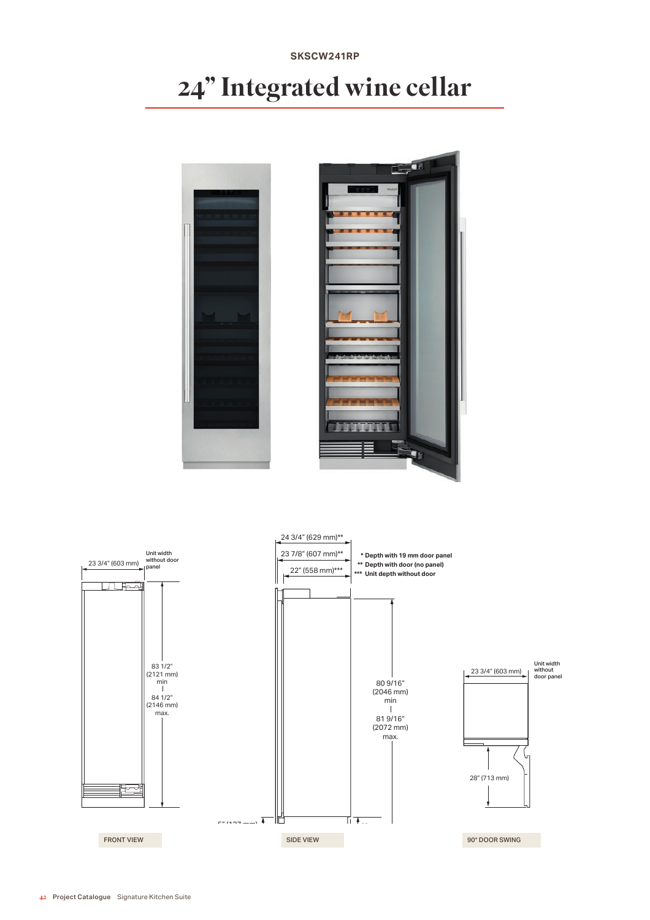SKSCW241RP

# 24" Integrated wine cellar

23 3/4" (603 mm) Unit width without door panel

83 1/2" (2121 mm) min | 84 1/2" (2146 mm) max.

FRONT VIEW

24 3/4" (629 mm)**

23 7/8" (607 mm)**

22" (558 mm)***

- \* Depth with 19 mm door panel
- \** Depth with door (no panel)
- \*** Unit depth without door

80 9/16" (2046 mm) min | 81 9/16" (2072 mm) max.

5" (127 mm)

SIDE VIEW

23 3/4" (603 mm) Unit width without door panel

28" (713 mm)

90° DOOR SWING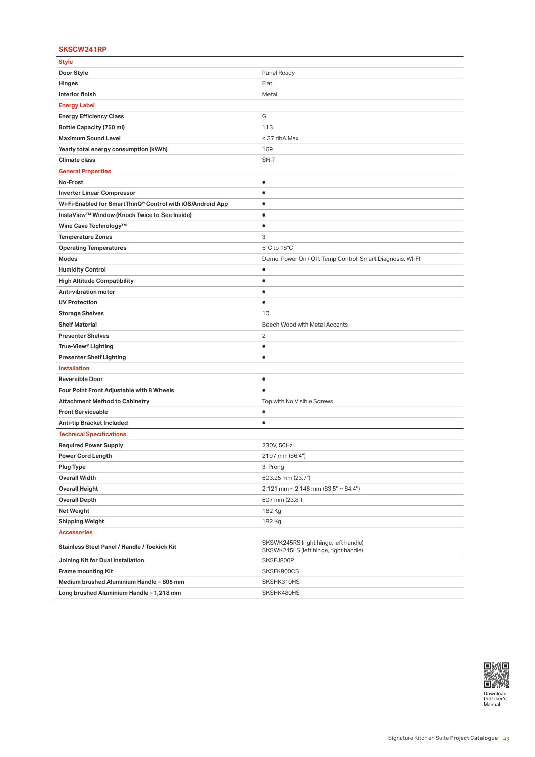## SKSCW241RP

| **Style** | |
|---|---|
| **Door Style** | Panel Ready |
| **Hinges** | Flat |
| **Interior finish** | Metal |
| **Energy Label** | |
| **Energy Efficiency Class** | G |
| **Bottle Capacity (750 ml)** | 113 |
| **Maximum Sound Level** | < 37 dbA Max |
| **Yearly total energy consumption (kW/h)** | 169 |
| **Climate class** | SN-T |
| **General Properties** | |
| **No-Frost** | ● |
| **Inverter Linear Compressor** | ● |
| **Wi-Fi-Enabled for SmartThinQ® Control with iOS/Android App** | ● |
| **InstaView™ Window (Knock Twice to See Inside)** | ● |
| **Wine Cave Technology™** | ● |
| **Temperature Zones** | 3 |
| **Operating Temperatures** | 5°C to 18°C |
| **Modes** | Demo, Power On / Off, Temp Control, Smart Diagnosis, WI-FI |
| **Humidity Control** | ● |
| **High Altitude Compatibility** | ● |
| **Anti-vibration motor** | ● |
| **UV Protection** | ● |
| **Storage Shelves** | 10 |
| **Shelf Material** | Beech Wood with Metal Accents |
| **Presenter Shelves** | 2 |
| **True-View® Lighting** | ● |
| **Presenter Shelf Lighting** | ● |
| **Installation** | |
| **Reversible Door** | ● |
| **Four Point Front Adjustable with 8 Wheels** | ● |
| **Attachment Method to Cabinetry** | Top with No Visible Screws |
| **Front Serviceable** | ● |
| **Anti-tip Bracket Included** | ● |
| **Technical Specifications** | |
| **Required Power Supply** | 230V, 50Hz |
| **Power Cord Length** | 2197 mm (86.4") |
| **Plug Type** | 3-Prong |
| **Overall Width** | 603.25 mm (23.7") |
| **Overall Height** | 2,121 mm ~ 2,146 mm (83.5" ~ 84.4") |
| **Overall Depth** | 607 mm (23.8") |
| **Net Weight** | 162 Kg |
| **Shipping Weight** | 182 Kg |
| **Accessories** | |
| **Stainless Steel Panel / Handle / Toekick Kit** | SKSWK245RS (right hinge, left handle)<br>SKSWK245LS (left hinge, right handle) |
| **Joining Kit for Dual Installation** | SKSFJ800P |
| **Frame mounting Kit** | SKSFK800CS |
| **Medium brushed Aluminium Handle – 805 mm** | SKSHK310HS |
| **Long brushed Aluminium Handle – 1,218 mm** | SKSHK480HS |

Download the User's Manual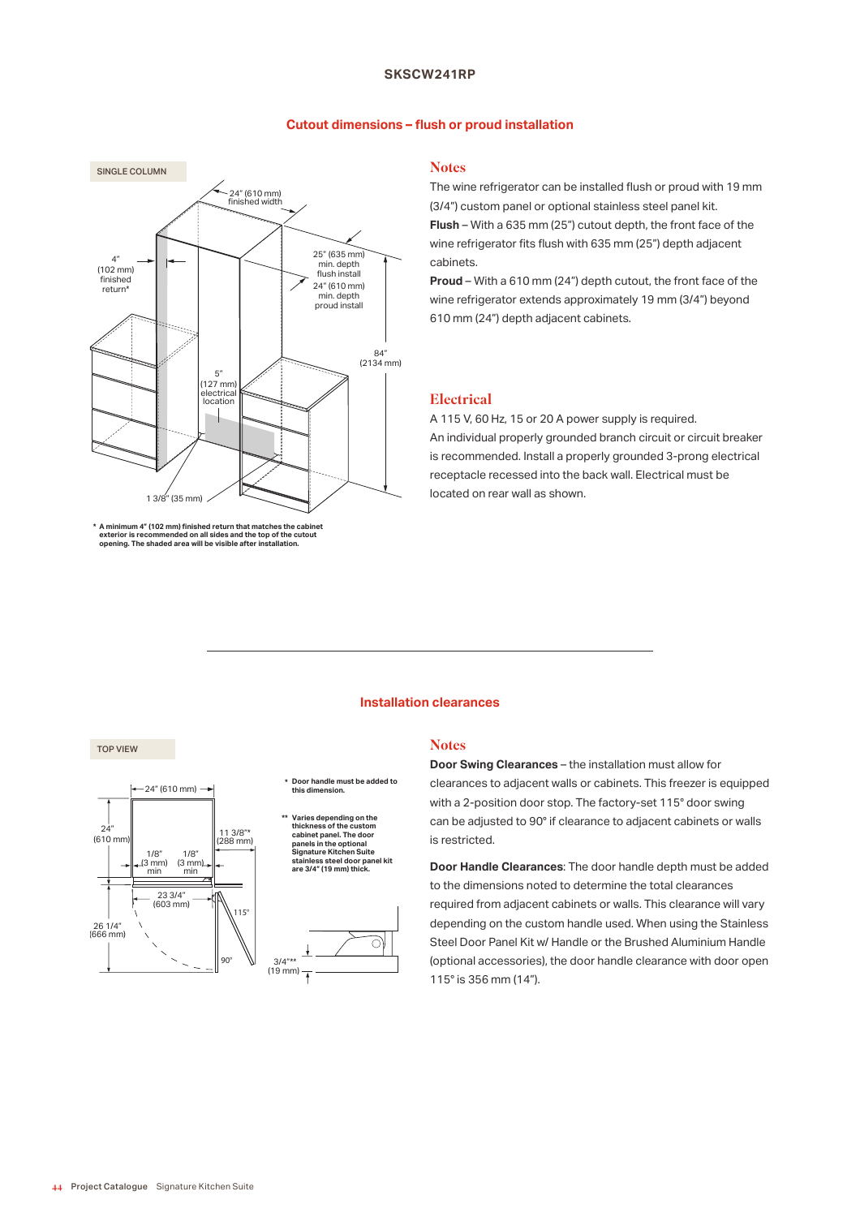## SKSCW241RP

### Cutout dimensions – flush or proud installation

SINGLE COLUMN

24" (610 mm) finished width

4" (102 mm) finished return*

25" (635 mm) min. depth flush install

24" (610 mm) min. depth proud install

84" (2134 mm)

5" (127 mm) electrical location

1 3/8" (35 mm)

**\* A minimum 4" (102 mm) finished return that matches the cabinet exterior is recommended on all sides and the top of the cutout opening. The shaded area will be visible after installation.**

#### Notes

The wine refrigerator can be installed flush or proud with 19 mm (3/4") custom panel or optional stainless steel panel kit.

**Flush** – With a 635 mm (25") cutout depth, the front face of the wine refrigerator fits flush with 635 mm (25") depth adjacent cabinets.

**Proud** – With a 610 mm (24") depth cutout, the front face of the wine refrigerator extends approximately 19 mm (3/4") beyond 610 mm (24") depth adjacent cabinets.

#### Electrical

A 115 V, 60 Hz, 15 or 20 A power supply is required.

An individual properly grounded branch circuit or circuit breaker is recommended. Install a properly grounded 3-prong electrical receptacle recessed into the back wall. Electrical must be located on rear wall as shown.

---

### Installation clearances

TOP VIEW

24" (610 mm)

24" (610 mm)

11 3/8"* (288 mm)

1/8" (3 mm) min

1/8" (3 mm) min

23 3/4" (603 mm)

115°

26 1/4" (666 mm)

90°

3/4"** (19 mm)

**\* Door handle must be added to this dimension.**

**\*\* Varies depending on the thickness of the custom cabinet panel. The door panels in the optional Signature Kitchen Suite stainless steel door panel kit are 3/4" (19 mm) thick.**

#### Notes

**Door Swing Clearances** – the installation must allow for clearances to adjacent walls or cabinets. This freezer is equipped with a 2-position door stop. The factory-set 115° door swing can be adjusted to 90° if clearance to adjacent cabinets or walls is restricted.

**Door Handle Clearances**: The door handle depth must be added to the dimensions noted to determine the total clearances required from adjacent cabinets or walls. This clearance will vary depending on the custom handle used. When using the Stainless Steel Door Panel Kit w/ Handle or the Brushed Aluminium Handle (optional accessories), the door handle clearance with door open 115° is 356 mm (14").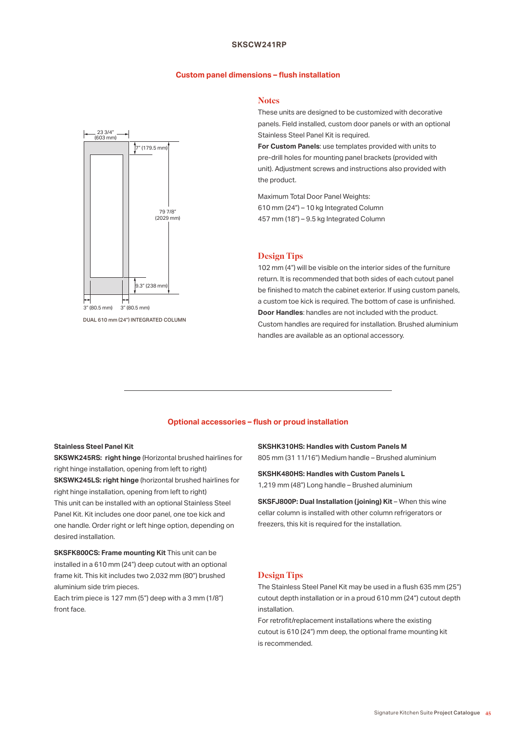# SKSCW241RP

## Custom panel dimensions – flush installation

23 3/4"
(603 mm)

7" (179.5 mm)

79 7/8"
(2029 mm)

9.3" (238 mm)

3" (80.5 mm)

3" (80.5 mm)

DUAL 610 mm (24") INTEGRATED COLUMN

### Notes

These units are designed to be customized with decorative panels. Field installed, custom door panels or with an optional Stainless Steel Panel Kit is required.

**For Custom Panels**: use templates provided with units to pre-drill holes for mounting panel brackets (provided with unit). Adjustment screws and instructions also provided with the product.

Maximum Total Door Panel Weights:
610 mm (24") – 10 kg Integrated Column
457 mm (18") – 9.5 kg Integrated Column

### Design Tips

102 mm (4") will be visible on the interior sides of the furniture return. It is recommended that both sides of each cutout panel be finished to match the cabinet exterior. If using custom panels, a custom toe kick is required. The bottom of case is unfinished.

**Door Handles**: handles are not included with the product. Custom handles are required for installation. Brushed aluminium handles are available as an optional accessory.

---

## Optional accessories – flush or proud installation

**Stainless Steel Panel Kit**

**SKSWK245RS: right hinge** (Horizontal brushed hairlines for right hinge installation, opening from left to right)

**SKSWK245LS: right hinge** (horizontal brushed hairlines for right hinge installation, opening from left to right)

This unit can be installed with an optional Stainless Steel Panel Kit. Kit includes one door panel, one toe kick and one handle. Order right or left hinge option, depending on desired installation.

**SKSFK800CS: Frame mounting Kit** This unit can be installed in a 610 mm (24") deep cutout with an optional frame kit. This kit includes two 2,032 mm (80") brushed aluminium side trim pieces.

Each trim piece is 127 mm (5") deep with a 3 mm (1/8") front face.

**SKSHK310HS: Handles with Custom Panels M**
805 mm (31 11/16") Medium handle – Brushed aluminium

**SKSHK480HS: Handles with Custom Panels L**
1,219 mm (48") Long handle – Brushed aluminium

**SKSFJ800P: Dual Installation (joining) Kit** – When this wine cellar column is installed with other column refrigerators or freezers, this kit is required for the installation.

### Design Tips

The Stainless Steel Panel Kit may be used in a flush 635 mm (25") cutout depth installation or in a proud 610 mm (24") cutout depth installation.

For retrofit/replacement installations where the existing cutout is 610 (24") mm deep, the optional frame mounting kit is recommended.